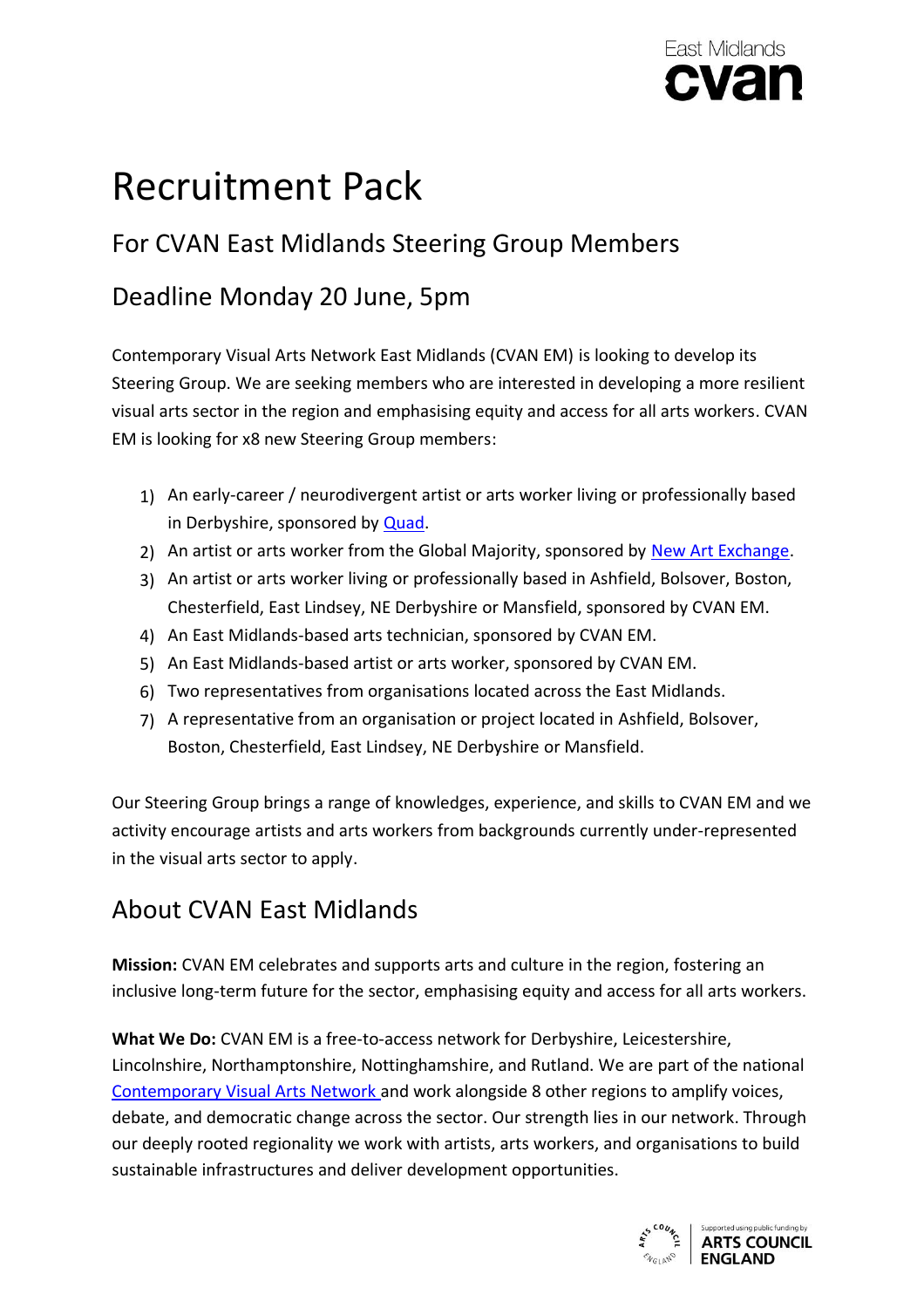# Recruitment Pack

## For CVAN East Midlands Steering Group Members

## Deadline Monday 20 June, 5pm

Contemporary Visual Arts Network East Midlands (CVAN EM) is looking to develop its Steering Group. We are seeking members who are interested in developing a more resilient visual arts sector in the region and emphasising equity and access for all arts workers. CVAN EM is looking for x8 new Steering Group members:

1) An early-career / neurodivergent artist or arts worker living or professionally based in Derbyshire, sponsored by [Quad](Quad).
2) An artist or arts worker from the Global Majority, sponsored by [New Art Exchange](New Art Exchange).
3) An artist or arts worker living or professionally based in Ashfield, Bolsover, Boston, Chesterfield, East Lindsey, NE Derbyshire or Mansfield, sponsored by CVAN EM.
4) An East Midlands-based arts technician, sponsored by CVAN EM.
5) An East Midlands-based artist or arts worker, sponsored by CVAN EM.
6) Two representatives from organisations located across the East Midlands.
7) A representative from an organisation or project located in Ashfield, Bolsover, Boston, Chesterfield, East Lindsey, NE Derbyshire or Mansfield.

Our Steering Group brings a range of knowledges, experience, and skills to CVAN EM and we activity encourage artists and arts workers from backgrounds currently under-represented in the visual arts sector to apply.

## About CVAN East Midlands

**Mission:** CVAN EM celebrates and supports arts and culture in the region, fostering an inclusive long-term future for the sector, emphasising equity and access for all arts workers.

**What We Do:** CVAN EM is a free-to-access network for Derbyshire, Leicestershire, Lincolnshire, Northamptonshire, Nottinghamshire, and Rutland. We are part of the national [Contemporary Visual Arts Network](Contemporary Visual Arts Network) and work alongside 8 other regions to amplify voices, debate, and democratic change across the sector. Our strength lies in our network. Through our deeply rooted regionality we work with artists, arts workers, and organisations to build sustainable infrastructures and deliver development opportunities.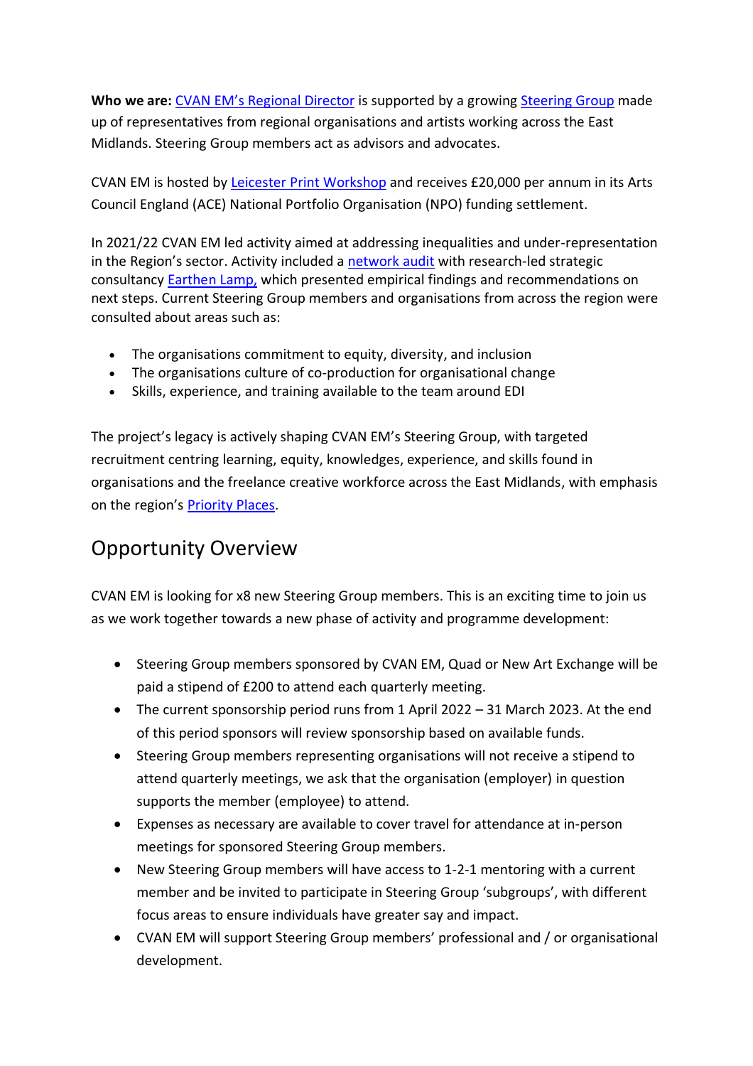**Who we are:** CVAN EM's Regional Director is supported by a growing Steering Group made up of representatives from regional organisations and artists working across the East Midlands. Steering Group members act as advisors and advocates.

CVAN EM is hosted by Leicester Print Workshop and receives £20,000 per annum in its Arts Council England (ACE) National Portfolio Organisation (NPO) funding settlement.

In 2021/22 CVAN EM led activity aimed at addressing inequalities and under-representation in the Region's sector. Activity included a network audit with research-led strategic consultancy Earthen Lamp, which presented empirical findings and recommendations on next steps. Current Steering Group members and organisations from across the region were consulted about areas such as:

- The organisations commitment to equity, diversity, and inclusion
- The organisations culture of co-production for organisational change
- Skills, experience, and training available to the team around EDI

The project's legacy is actively shaping CVAN EM's Steering Group, with targeted recruitment centring learning, equity, knowledges, experience, and skills found in organisations and the freelance creative workforce across the East Midlands, with emphasis on the region's Priority Places.

## Opportunity Overview

CVAN EM is looking for x8 new Steering Group members. This is an exciting time to join us as we work together towards a new phase of activity and programme development:

- Steering Group members sponsored by CVAN EM, Quad or New Art Exchange will be paid a stipend of £200 to attend each quarterly meeting.
- The current sponsorship period runs from 1 April 2022 – 31 March 2023. At the end of this period sponsors will review sponsorship based on available funds.
- Steering Group members representing organisations will not receive a stipend to attend quarterly meetings, we ask that the organisation (employer) in question supports the member (employee) to attend.
- Expenses as necessary are available to cover travel for attendance at in-person meetings for sponsored Steering Group members.
- New Steering Group members will have access to 1-2-1 mentoring with a current member and be invited to participate in Steering Group 'subgroups', with different focus areas to ensure individuals have greater say and impact.
- CVAN EM will support Steering Group members' professional and / or organisational development.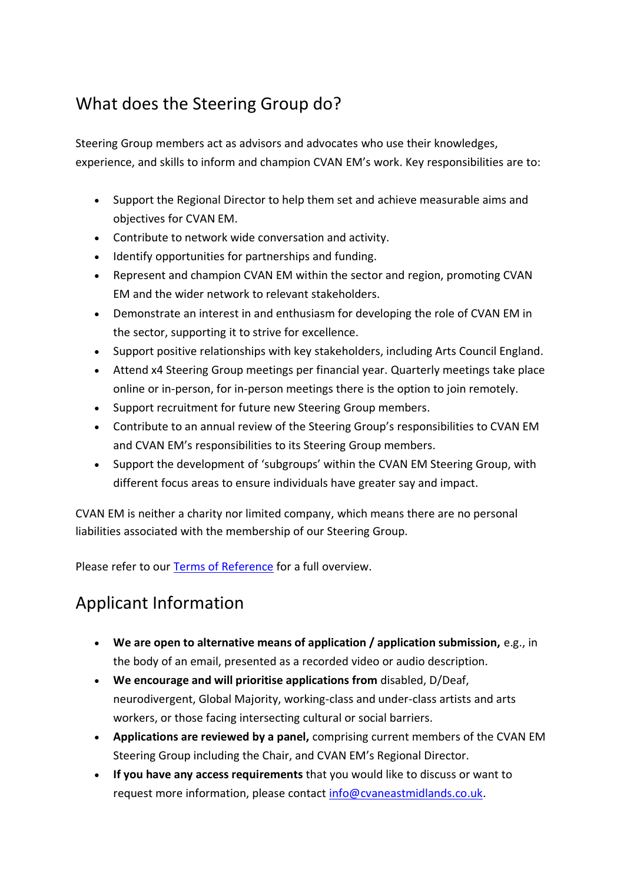## What does the Steering Group do?

Steering Group members act as advisors and advocates who use their knowledges, experience, and skills to inform and champion CVAN EM's work. Key responsibilities are to:

- Support the Regional Director to help them set and achieve measurable aims and objectives for CVAN EM.
- Contribute to network wide conversation and activity.
- Identify opportunities for partnerships and funding.
- Represent and champion CVAN EM within the sector and region, promoting CVAN EM and the wider network to relevant stakeholders.
- Demonstrate an interest in and enthusiasm for developing the role of CVAN EM in the sector, supporting it to strive for excellence.
- Support positive relationships with key stakeholders, including Arts Council England.
- Attend x4 Steering Group meetings per financial year. Quarterly meetings take place online or in-person, for in-person meetings there is the option to join remotely.
- Support recruitment for future new Steering Group members.
- Contribute to an annual review of the Steering Group's responsibilities to CVAN EM and CVAN EM's responsibilities to its Steering Group members.
- Support the development of 'subgroups' within the CVAN EM Steering Group, with different focus areas to ensure individuals have greater say and impact.

CVAN EM is neither a charity nor limited company, which means there are no personal liabilities associated with the membership of our Steering Group.

Please refer to our [Terms of Reference] for a full overview.

## Applicant Information

- **We are open to alternative means of application / application submission,** e.g., in the body of an email, presented as a recorded video or audio description.
- **We encourage and will prioritise applications from** disabled, D/Deaf, neurodivergent, Global Majority, working-class and under-class artists and arts workers, or those facing intersecting cultural or social barriers.
- **Applications are reviewed by a panel,** comprising current members of the CVAN EM Steering Group including the Chair, and CVAN EM's Regional Director.
- **If you have any access requirements** that you would like to discuss or want to request more information, please contact info@cvaneastmidlands.co.uk.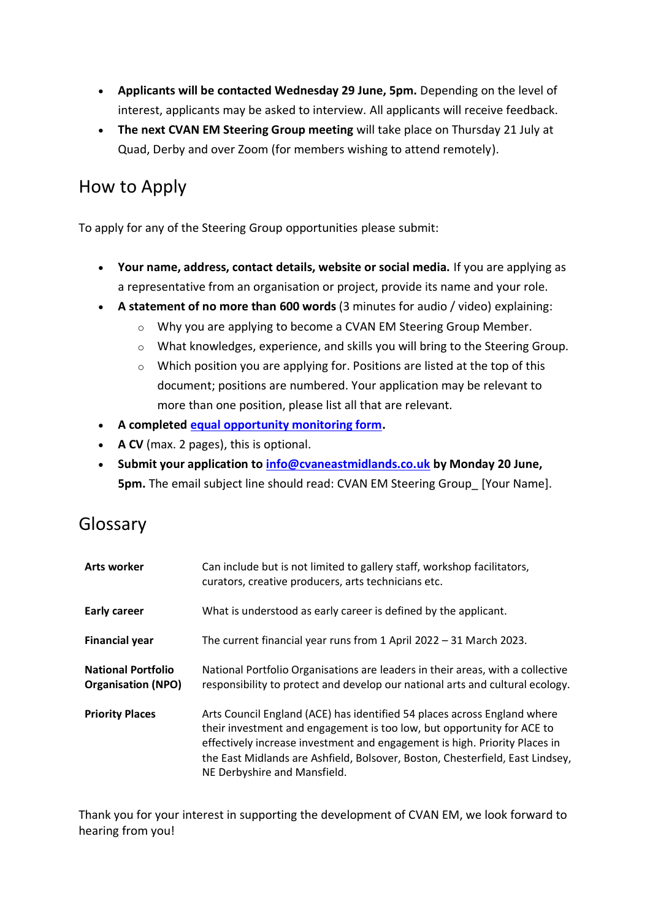- **Applicants will be contacted Wednesday 29 June, 5pm.** Depending on the level of interest, applicants may be asked to interview. All applicants will receive feedback.
- **The next CVAN EM Steering Group meeting** will take place on Thursday 21 July at Quad, Derby and over Zoom (for members wishing to attend remotely).

## How to Apply

To apply for any of the Steering Group opportunities please submit:

- **Your name, address, contact details, website or social media.** If you are applying as a representative from an organisation or project, provide its name and your role.
- **A statement of no more than 600 words** (3 minutes for audio / video) explaining:
  - Why you are applying to become a CVAN EM Steering Group Member.
  - What knowledges, experience, and skills you will bring to the Steering Group.
  - Which position you are applying for. Positions are listed at the top of this document; positions are numbered. Your application may be relevant to more than one position, please list all that are relevant.
- **A completed equal opportunity monitoring form.**
- **A CV** (max. 2 pages), this is optional.
- **Submit your application to info@cvaneastmidlands.co.uk by Monday 20 June, 5pm.** The email subject line should read: CVAN EM Steering Group_ [Your Name].

## Glossary

| | |
|---|---|
| **Arts worker** | Can include but is not limited to gallery staff, workshop facilitators, curators, creative producers, arts technicians etc. |
| **Early career** | What is understood as early career is defined by the applicant. |
| **Financial year** | The current financial year runs from 1 April 2022 – 31 March 2023. |
| **National Portfolio Organisation (NPO)** | National Portfolio Organisations are leaders in their areas, with a collective responsibility to protect and develop our national arts and cultural ecology. |
| **Priority Places** | Arts Council England (ACE) has identified 54 places across England where their investment and engagement is too low, but opportunity for ACE to effectively increase investment and engagement is high. Priority Places in the East Midlands are Ashfield, Bolsover, Boston, Chesterfield, East Lindsey, NE Derbyshire and Mansfield. |

Thank you for your interest in supporting the development of CVAN EM, we look forward to hearing from you!